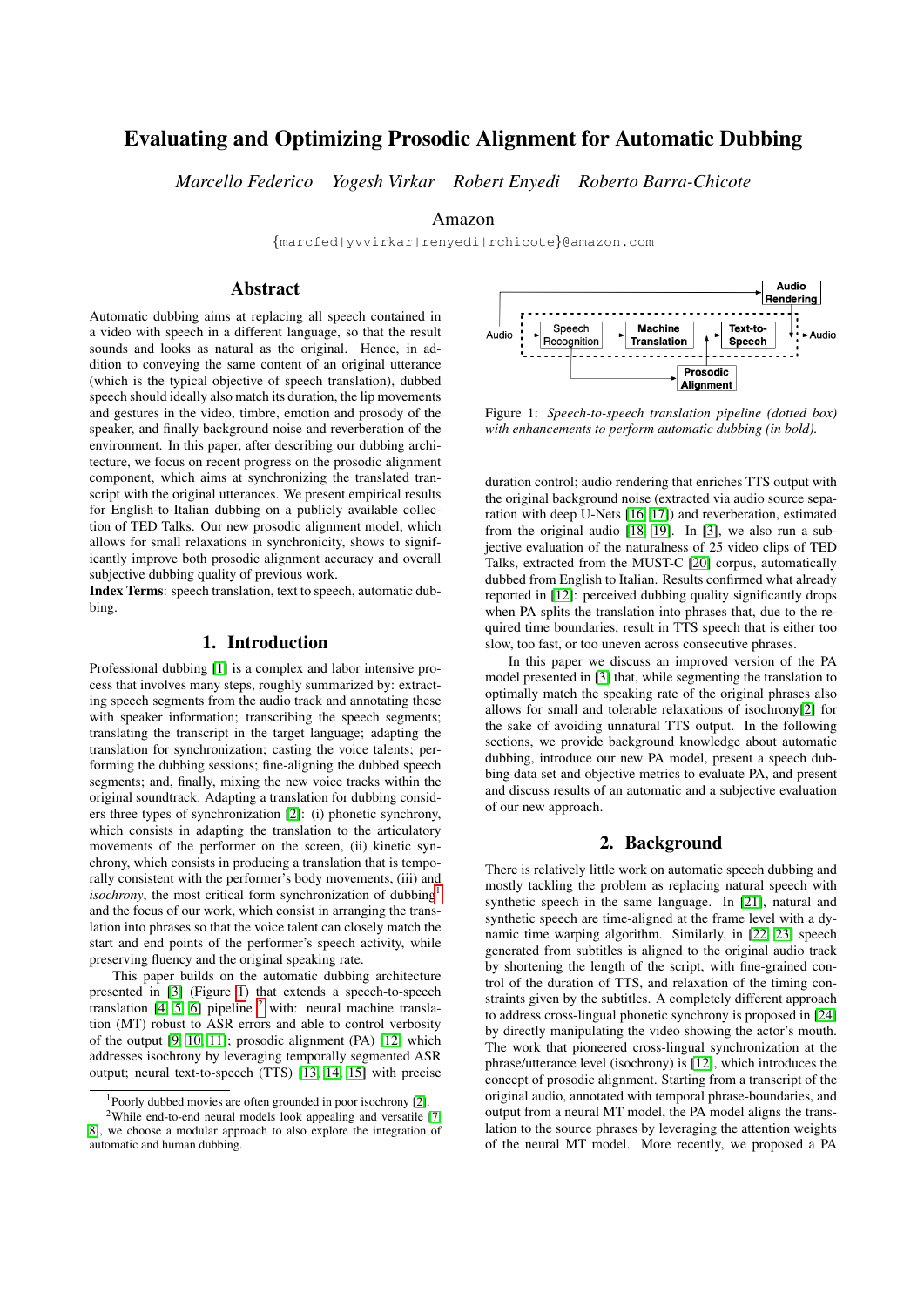# Evaluating and Optimizing Prosodic Alignment for Automatic Dubbing

*Marcello Federico  Yogesh Virkar  Robert Enyedi  Roberto Barra-Chicote*

Amazon

{marcfed|yvvirkar|renyedi|rchicote}@amazon.com

## Abstract

Automatic dubbing aims at replacing all speech contained in a video with speech in a different language, so that the result sounds and looks as natural as the original. Hence, in addition to conveying the same content of an original utterance (which is the typical objective of speech translation), dubbed speech should ideally also match its duration, the lip movements and gestures in the video, timbre, emotion and prosody of the speaker, and finally background noise and reverberation of the environment. In this paper, after describing our dubbing architecture, we focus on recent progress on the prosodic alignment component, which aims at synchronizing the translated transcript with the original utterances. We present empirical results for English-to-Italian dubbing on a publicly available collection of TED Talks. Our new prosodic alignment model, which allows for small relaxations in synchronicity, shows to significantly improve both prosodic alignment accuracy and overall subjective dubbing quality of previous work.

**Index Terms**: speech translation, text to speech, automatic dubbing.

## 1. Introduction

Professional dubbing [1] is a complex and labor intensive process that involves many steps, roughly summarized by: extracting speech segments from the audio track and annotating these with speaker information; transcribing the speech segments; translating the transcript in the target language; adapting the translation for synchronization; casting the voice talents; performing the dubbing sessions; fine-aligning the dubbed speech segments; and, finally, mixing the new voice tracks within the original soundtrack. Adapting a translation for dubbing considers three types of synchronization [2]: (i) phonetic synchrony, which consists in adapting the translation to the articulatory movements of the performer on the screen, (ii) kinetic synchrony, which consists in producing a translation that is temporally consistent with the performer's body movements, (iii) and *isochrony*, the most critical form synchronization of dubbing[1] and the focus of our work, which consist in arranging the translation into phrases so that the voice talent can closely match the start and end points of the performer's speech activity, while preserving fluency and the original speaking rate.

This paper builds on the automatic dubbing architecture presented in [3] (Figure 1) that extends a speech-to-speech translation [4, 5, 6] pipeline [2] with: neural machine translation (MT) robust to ASR errors and able to control verbosity of the output [9, 10, 11]; prosodic alignment (PA) [12] which addresses isochrony by leveraging temporally segmented ASR output; neural text-to-speech (TTS) [13, 14, 15] with precise duration control; audio rendering that enriches TTS output with the original background noise (extracted via audio source separation with deep U-Nets [16, 17]) and reverberation, estimated from the original audio [18, 19]. In [3], we also run a subjective evaluation of the naturalness of 25 video clips of TED Talks, extracted from the MUST-C [20] corpus, automatically dubbed from English to Italian. Results confirmed what already reported in [12]: perceived dubbing quality significantly drops when PA splits the translation into phrases that, due to the required time boundaries, result in TTS speech that is either too slow, too fast, or too uneven across consecutive phrases.

Figure 1: *Speech-to-speech translation pipeline (dotted box) with enhancements to perform automatic dubbing (in bold).*

In this paper we discuss an improved version of the PA model presented in [3] that, while segmenting the translation to optimally match the speaking rate of the original phrases also allows for small and tolerable relaxations of isochrony[2] for the sake of avoiding unnatural TTS output. In the following sections, we provide background knowledge about automatic dubbing, introduce our new PA model, present a speech dubbing data set and objective metrics to evaluate PA, and present and discuss results of an automatic and a subjective evaluation of our new approach.

## 2. Background

There is relatively little work on automatic speech dubbing and mostly tackling the problem as replacing natural speech with synthetic speech in the same language. In [21], natural and synthetic speech are time-aligned at the frame level with a dynamic time warping algorithm. Similarly, in [22, 23] speech generated from subtitles is aligned to the original audio track by shortening the length of the script, with fine-grained control of the duration of TTS, and relaxation of the timing constraints given by the subtitles. A completely different approach to address cross-lingual phonetic synchrony is proposed in [24] by directly manipulating the video showing the actor's mouth. The work that pioneered cross-lingual synchronization at the phrase/utterance level (isochrony) is [12], which introduces the concept of prosodic alignment. Starting from a transcript of the original audio, annotated with temporal phrase-boundaries, and output from a neural MT model, the PA model aligns the translation to the source phrases by leveraging the attention weights of the neural MT model. More recently, we proposed a PA

[1] Poorly dubbed movies are often grounded in poor isochrony [2].

[2] While end-to-end neural models look appealing and versatile [7, 8], we choose a modular approach to also explore the integration of automatic and human dubbing.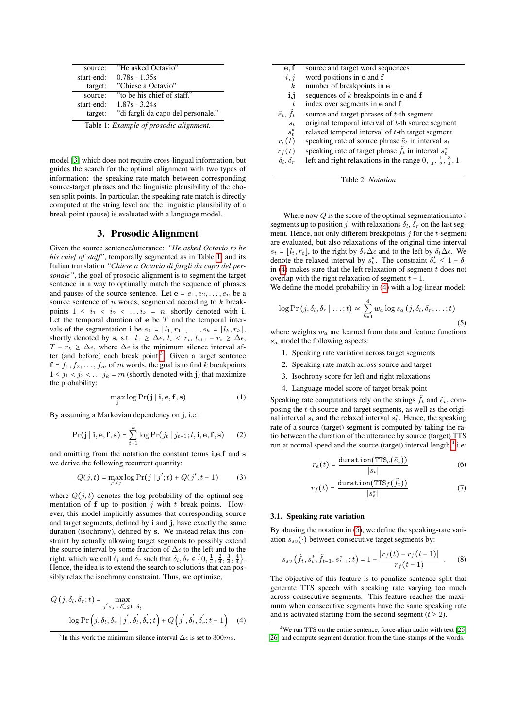| source: | "He asked Octavio" |
|---|---|
| start-end: | 0.78s - 1.35s |
| target: | "Chiese a Octavio" |
| source: | "to be his chief of staff." |
| start-end: | 1.87s - 3.24s |
| target: | "di fargli da capo del personale." |

Table 1: *Example of prosodic alignment.*

model [3] which does not require cross-lingual information, but guides the search for the optimal alignment with two types of information: the speaking rate match between corresponding source-target phrases and the linguistic plausibility of the chosen split points. In particular, the speaking rate match is directly computed at the string level and the linguistic plausibility of a break point (pause) is evaluated with a language model.

## 3. Prosodic Alignment

Given the source sentence/utterance: *"He asked Octavio to be his chief of staff"*, temporally segmented as in Table 1, and its Italian translation *"Chiese a Octavio di fargli da capo del personale"*, the goal of prosodic alignment is to segment the target sentence in a way to optimally match the sequence of phrases and pauses of the source sentence. Let $\mathbf{e} = e_1, e_2, \ldots, e_n$ be a source sentence of $n$ words, segmented according to $k$ breakpoints $1 \leq i_1 < i_2 < \ldots i_k = n$, shortly denoted with $\mathbf{i}$. Let the temporal duration of $\mathbf{e}$ be $T$ and the temporal intervals of the segmentation $\mathbf{i}$ be $s_1 = [l_1, r_1], \ldots, s_k = [l_k, r_k]$, shortly denoted by $\mathbf{s}$, s.t. $l_1 \geq \Delta\epsilon$, $l_i < r_i$, $l_{i+1} - r_i \geq \Delta\epsilon$, $T - r_k \geq \Delta\epsilon$, where $\Delta\epsilon$ is the minimum silence interval after (and before) each break point[3]. Given a target sentence $\mathbf{f} = f_1, f_2, \ldots, f_m$ of $m$ words, the goal is to find $k$ breakpoints $1 \leq j_1 < j_2 < \ldots j_k = m$ (shortly denoted with $\mathbf{j}$) that maximize the probability:

$$\max_{\mathbf{j}} \log \Pr(\mathbf{j} \mid \mathbf{i}, \mathbf{e}, \mathbf{f}, \mathbf{s}) \tag{1}$$

By assuming a Markovian dependency on $\mathbf{j}$, i.e.:

$$\Pr(\mathbf{j} \mid \mathbf{i}, \mathbf{e}, \mathbf{f}, \mathbf{s}) = \sum_{t=1}^{k} \log \Pr(j_t \mid j_{t-1}; t, \mathbf{i}, \mathbf{e}, \mathbf{f}, \mathbf{s}) \tag{2}$$

and omitting from the notation the constant terms $\mathbf{i}$,$\mathbf{e}$,$\mathbf{f}$ and $\mathbf{s}$ we derive the following recurrent quantity:

$$Q(j, t) = \max_{j' < j} \log \Pr(j \mid j'; t) + Q(j', t-1) \tag{3}$$

where $Q(j, t)$ denotes the log-probability of the optimal segmentation of $\mathbf{f}$ up to position $j$ with $t$ break points. However, this model implicitly assumes that corresponding source and target segments, defined by $\mathbf{i}$ and $\mathbf{j}$, have exactly the same duration (isochrony), defined by $\mathbf{s}$. We instead relax this constraint by actually allowing target segments to possibly extend the source interval by some fraction of $\Delta\epsilon$ to the left and to the right, which we call $\delta_l$ and $\delta_r$ such that $\delta_l, \delta_r \in \{0, \frac{1}{4}, \frac{2}{4}, \frac{3}{4}, \frac{4}{4}\}$. Hence, the idea is to extend the search to solutions that can possibly relax the isochrony constraint. Thus, we optimize,

$$Q(j, \delta_l, \delta_r; t) = \max_{j' < j \,:\, \delta_r' \leq 1 - \delta_l} \log \Pr\left(j, \delta_l, \delta_r \mid j', \delta_l', \delta_r'; t\right) + Q\left(j', \delta_l', \delta_r'; t-1\right) \tag{4}$$

[3] In this work the minimum silence interval $\Delta\epsilon$ is set to $300ms$.

| | |
|---|---|
| $\mathbf{e}, \mathbf{f}$ | source and target word sequences |
| $i, j$ | word positions in $\mathbf{e}$ and $\mathbf{f}$ |
| $k$ | number of breakpoints in $\mathbf{e}$ |
| $\mathbf{i}$,$\mathbf{j}$ | sequences of $k$ breakpoints in $\mathbf{e}$ and $\mathbf{f}$ |
| $t$ | index over segments in $\mathbf{e}$ and $\mathbf{f}$ |
| $\tilde{e}_t, \tilde{f}_t$ | source and target phrases of $t$-th segment |
| $s_t$ | original temporal interval of $t$-th source segment |
| $s_t^*$ | relaxed temporal interval of $t$-th target segment |
| $r_e(t)$ | speaking rate of source phrase $\tilde{e}_t$ in interval $s_t$ |
| $r_f(t)$ | speaking rate of target phrase $\tilde{f}_t$ in interval $s_t^*$ |
| $\delta_l, \delta_r$ | left and right relaxations in the range $0, \frac{1}{4}, \frac{1}{2}, \frac{3}{4}, 1$ |

Table 2: *Notation*

Where now $Q$ is the score of the optimal segmentation into $t$ segments up to position $j$, with relaxations $\delta_l$, $\delta_r$ on the last segment. Hence, not only different breakpoints $j$ for the $t$-segment are evaluated, but also relaxations of the original time interval $s_t = [l_t, r_t]$, to the right by $\delta_r \Delta\epsilon$ and to the left by $\delta_l \Delta\epsilon$. We denote the relaxed interval by $s_t^*$. The constraint $\delta_r' \leq 1 - \delta_l$ in (4) makes sure that the left relaxation of segment $t$ does not overlap with the right relaxation of segment $t-1$.
We define the model probability in (4) with a log-linear model:

$$\log \Pr(j, \delta_l, \delta_r \mid \ldots; t) \propto \sum_{k=1}^{4} w_a \log s_a(j, \delta_l, \delta_r, \ldots; t) \tag{5}$$

where weights $w_a$ are learned from data and feature functions $s_a$ model the following aspects:

1. Speaking rate variation across target segments
2. Speaking rate match across source and target
3. Isochrony score for left and right relaxations
4. Language model score of target break point

Speaking rate computations rely on the strings $\tilde{f}_t$ and $\tilde{e}_t$, composing the $t$-th source and target segments, as well as the original interval $s_t$ and the relaxed interval $s_t^*$. Hence, the speaking rate of a source (target) segment is computed by taking the ratio between the duration of the utterance by source (target) TTS run at normal speed and the source (target) interval length[4] i.e:

$$r_e(t) = \frac{\texttt{duration}(\texttt{TTS}_e(\tilde{e}_t))}{|s_t|} \tag{6}$$

$$r_f(t) = \frac{\texttt{duration}(\texttt{TTS}_f(\tilde{f}_t))}{|s_t^*|} \tag{7}$$

### 3.1. Speaking rate variation

By abusing the notation in (5), we define the speaking-rate variation $s_{sv}(\cdot)$ between consecutive target segments by:

$$s_{sv}\left(\tilde{f}_t, s_t^*, \tilde{f}_{t-1}, s_{t-1}^*; t\right) = 1 - \frac{|r_f(t) - r_f(t-1)|}{r_f(t-1)} \quad . \tag{8}$$

The objective of this feature is to penalize sentence split that generate TTS speech with speaking rate varying too much across consecutive segments. This feature reaches the maximum when consecutive segments have the same speaking rate and is activated starting from the second segment ($t \geq 2$).

[4] We run TTS on the entire sentence, force-align audio with text [25, 26] and compute segment duration from the time-stamps of the words.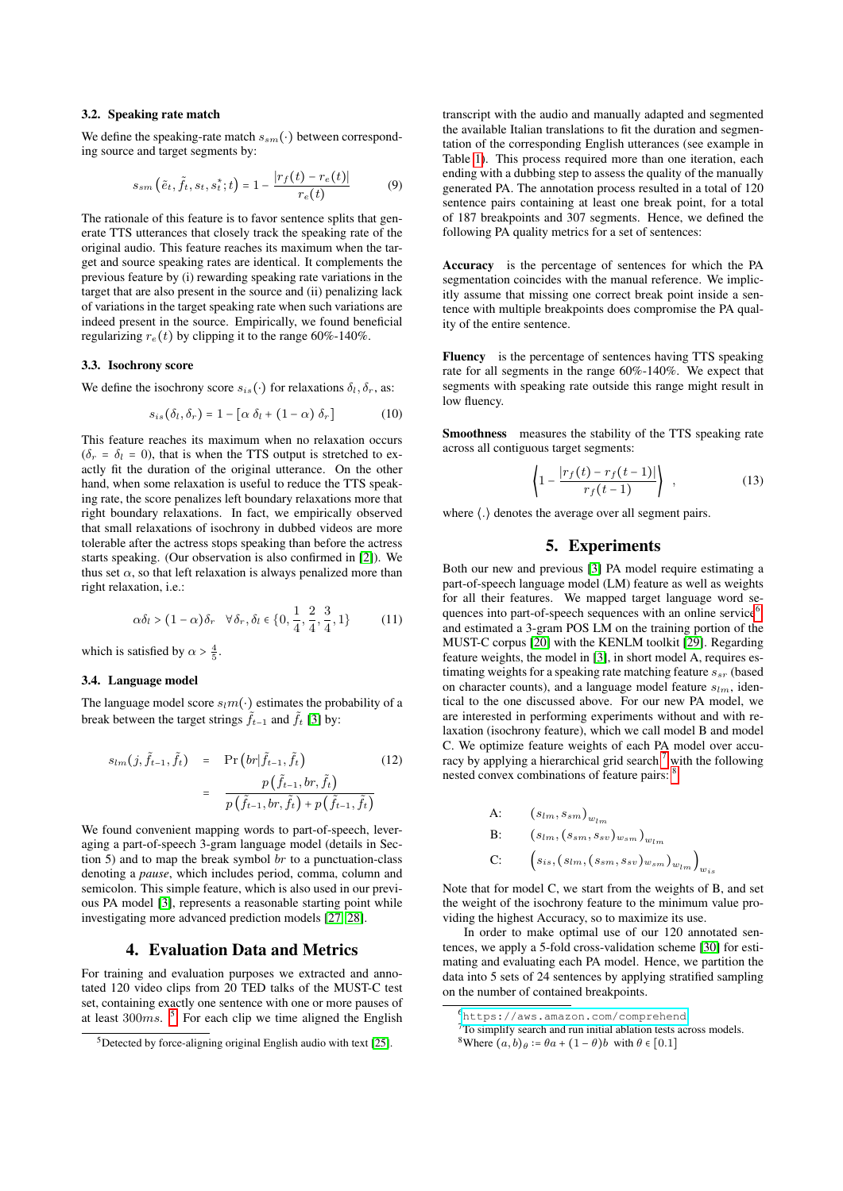### 3.2. Speaking rate match

We define the speaking-rate match $s_{sm}(\cdot)$ between corresponding source and target segments by:

$$s_{sm}\left(\tilde{e}_t, \tilde{f}_t, s_t, s_t^*; t\right) = 1 - \frac{|r_f(t) - r_e(t)|}{r_e(t)} \tag{9}$$

The rationale of this feature is to favor sentence splits that generate TTS utterances that closely track the speaking rate of the original audio. This feature reaches its maximum when the target and source speaking rates are identical. It complements the previous feature by (i) rewarding speaking rate variations in the target that are also present in the source and (ii) penalizing lack of variations in the target speaking rate when such variations are indeed present in the source. Empirically, we found beneficial regularizing $r_e(t)$ by clipping it to the range 60%-140%.

### 3.3. Isochrony score

We define the isochrony score $s_{is}(\cdot)$ for relaxations $\delta_l, \delta_r$, as:

$$s_{is}(\delta_l, \delta_r) = 1 - [\alpha\, \delta_l + (1 - \alpha)\, \delta_r] \tag{10}$$

This feature reaches its maximum when no relaxation occurs ($\delta_r = \delta_l = 0$), that is when the TTS output is stretched to exactly fit the duration of the original utterance. On the other hand, when some relaxation is useful to reduce the TTS speaking rate, the score penalizes left boundary relaxations more that right boundary relaxations. In fact, we empirically observed that small relaxations of isochrony in dubbed videos are more tolerable after the actress stops speaking than before the actress starts speaking. (Our observation is also confirmed in [2]). We thus set $\alpha$, so that left relaxation is always penalized more than right relaxation, i.e.:

$$\alpha\delta_l > (1 - \alpha)\delta_r \quad \forall\, \delta_r, \delta_l \in \{0, \frac{1}{4}, \frac{2}{4}, \frac{3}{4}, 1\} \tag{11}$$

which is satisfied by $\alpha > \frac{4}{5}$.

### 3.4. Language model

The language model score $s_lm(\cdot)$ estimates the probability of a break between the target strings $\tilde{f}_{t-1}$ and $\tilde{f}_t$ [3] by:

$$\begin{aligned} s_{lm}(j, \tilde{f}_{t-1}, \tilde{f}_t) &= \Pr\left(br|\tilde{f}_{t-1}, \tilde{f}_t\right) \\ &= \frac{p\left(\tilde{f}_{t-1}, br, \tilde{f}_t\right)}{p\left(\tilde{f}_{t-1}, br, \tilde{f}_t\right) + p\left(\tilde{f}_{t-1}, \tilde{f}_t\right)} \end{aligned} \tag{12}$$

We found convenient mapping words to part-of-speech, leveraging a part-of-speech 3-gram language model (details in Section 5) and to map the break symbol $br$ to a punctuation-class denoting a *pause*, which includes period, comma, column and semicolon. This simple feature, which is also used in our previous PA model [3], represents a reasonable starting point while investigating more advanced prediction models [27, 28].

## 4. Evaluation Data and Metrics

For training and evaluation purposes we extracted and annotated 120 video clips from 20 TED talks of the MUST-C test set, containing exactly one sentence with one or more pauses of at least $300ms$. [5] For each clip we time aligned the English transcript with the audio and manually adapted and segmented the available Italian translations to fit the duration and segmentation of the corresponding English utterances (see example in Table 1). This process required more than one iteration, each ending with a dubbing step to assess the quality of the manually generated PA. The annotation process resulted in a total of 120 sentence pairs containing at least one break point, for a total of 187 breakpoints and 307 segments. Hence, we defined the following PA quality metrics for a set of sentences:

**Accuracy** is the percentage of sentences for which the PA segmentation coincides with the manual reference. We implicitly assume that missing one correct break point inside a sentence with multiple breakpoints does compromise the PA quality of the entire sentence.

**Fluency** is the percentage of sentences having TTS speaking rate for all segments in the range 60%-140%. We expect that segments with speaking rate outside this range might result in low fluency.

**Smoothness** measures the stability of the TTS speaking rate across all contiguous target segments:

$$\left\langle 1 - \frac{|r_f(t) - r_f(t-1)|}{r_f(t-1)} \right\rangle \;, \tag{13}$$

where $\langle . \rangle$ denotes the average over all segment pairs.

## 5. Experiments

Both our new and previous [3] PA model require estimating a part-of-speech language model (LM) feature as well as weights for all their features. We mapped target language word sequences into part-of-speech sequences with an online service[6] and estimated a 3-gram POS LM on the training portion of the MUST-C corpus [20] with the KENLM toolkit [29]. Regarding feature weights, the model in [3], in short model A, requires estimating weights for a speaking rate matching feature $s_{sr}$ (based on character counts), and a language model feature $s_{lm}$, identical to the one discussed above. For our new PA model, we are interested in performing experiments without and with relaxation (isochrony feature), which we call model B and model C. We optimize feature weights of each PA model over accuracy by applying a hierarchical grid search[7] with the following nested convex combinations of feature pairs: [8]

$$\begin{aligned} &\text{A:} \quad (s_{lm}, s_{sm})_{w_{lm}} \\ &\text{B:} \quad (s_{lm}, (s_{sm}, s_{sv})_{w_{sm}})_{w_{lm}} \\ &\text{C:} \quad \left(s_{is}, (s_{lm}, (s_{sm}, s_{sv})_{w_{sm}})_{w_{lm}}\right)_{w_{is}} \end{aligned}$$

Note that for model C, we start from the weights of B, and set the weight of the isochrony feature to the minimum value providing the highest Accuracy, so to maximize its use.

In order to make optimal use of our 120 annotated sentences, we apply a 5-fold cross-validation scheme [30] for estimating and evaluating each PA model. Hence, we partition the data into 5 sets of 24 sentences by applying stratified sampling on the number of contained breakpoints.

---

[5] Detected by force-aligning original English audio with text [25].

[6] https://aws.amazon.com/comprehend

[7] To simplify search and run initial ablation tests across models.

[8] Where $(a, b)_\theta := \theta a + (1 - \theta) b$ with $\theta \in [0.1]$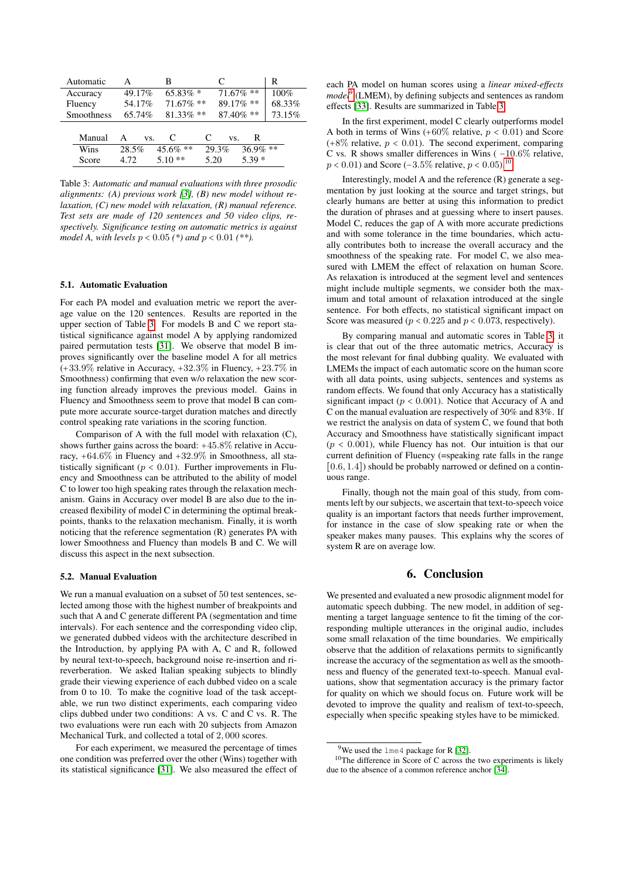| Automatic | A | B | C | R |
| --- | --- | --- | --- | --- |
| Accuracy | 49.17% | 65.83% * | 71.67% ** | 100% |
| Fluency | 54.17% | 71.67% ** | 89.17% ** | 68.33% |
| Smoothness | 65.74% | 81.33% ** | 87.40% ** | 73.15% |

| Manual | A | vs. | C | C | vs. | R |
| --- | --- | --- | --- | --- | --- | --- |
| Wins | 28.5% | | 45.6% ** | 29.3% | | 36.9% ** |
| Score | 4.72 | | 5.10 ** | 5.20 | | 5.39 * |

Table 3: *Automatic and manual evaluations with three prosodic alignments: (A) previous work [3], (B) new model without relaxation, (C) new model with relaxation, (R) manual reference. Test sets are made of 120 sentences and 50 video clips, respectively. Significance testing on automatic metrics is against model A, with levels $p < 0.05$ (\*) and $p < 0.01$ (\*\*).*

### 5.1. Automatic Evaluation

For each PA model and evaluation metric we report the average value on the 120 sentences. Results are reported in the upper section of Table 3. For models B and C we report statistical significance against model A by applying randomized paired permutation tests [31]. We observe that model B improves significantly over the baseline model A for all metrics (+33.9% relative in Accuracy, +32.3% in Fluency, +23.7% in Smoothness) confirming that even w/o relaxation the new scoring function already improves the previous model. Gains in Fluency and Smoothness seem to prove that model B can compute more accurate source-target duration matches and directly control speaking rate variations in the scoring function.

Comparison of A with the full model with relaxation (C), shows further gains across the board: +45.8% relative in Accuracy, +64.6% in Fluency and +32.9% in Smoothness, all statistically significant ($p < 0.01$). Further improvements in Fluency and Smoothness can be attributed to the ability of model C to lower too high speaking rates through the relaxation mechanism. Gains in Accuracy over model B are also due to the increased flexibility of model C in determining the optimal breakpoints, thanks to the relaxation mechanism. Finally, it is worth noticing that the reference segmentation (R) generates PA with lower Smoothness and Fluency than models B and C. We will discuss this aspect in the next subsection.

### 5.2. Manual Evaluation

We run a manual evaluation on a subset of 50 test sentences, selected among those with the highest number of breakpoints and such that A and C generate different PA (segmentation and time intervals). For each sentence and the corresponding video clip, we generated dubbed videos with the architecture described in the Introduction, by applying PA with A, C and R, followed by neural text-to-speech, background noise re-insertion and reverberation. We asked Italian speaking subjects to blindly grade their viewing experience of each dubbed video on a scale from 0 to 10. To make the cognitive load of the task acceptable, we run two distinct experiments, each comparing video clips dubbed under two conditions: A vs. C and C vs. R. The two evaluations were run each with 20 subjects from Amazon Mechanical Turk, and collected a total of 2,000 scores.

For each experiment, we measured the percentage of times one condition was preferred over the other (Wins) together with its statistical significance [31]. We also measured the effect of each PA model on human scores using a *linear mixed-effects model*[9] (LMEM), by defining subjects and sentences as random effects [33]. Results are summarized in Table 3.

In the first experiment, model C clearly outperforms model A both in terms of Wins (+60% relative, $p < 0.01$) and Score (+8% relative, $p < 0.01$). The second experiment, comparing C vs. R shows smaller differences in Wins ( −10.6% relative, $p < 0.01$) and Score (−3.5% relative, $p < 0.05$).[10]

Interestingly, model A and the reference (R) generate a segmentation by just looking at the source and target strings, but clearly humans are better at using this information to predict the duration of phrases and at guessing where to insert pauses. Model C, reduces the gap of A with more accurate predictions and with some tolerance in the time boundaries, which actually contributes both to increase the overall accuracy and the smoothness of the speaking rate. For model C, we also measured with LMEM the effect of relaxation on human Score. As relaxation is introduced at the segment level and sentences might include multiple segments, we consider both the maximum and total amount of relaxation introduced at the single sentence. For both effects, no statistical significant impact on Score was measured ($p < 0.225$ and $p < 0.073$, respectively).

By comparing manual and automatic scores in Table 3, it is clear that out of the three automatic metrics, Accuracy is the most relevant for final dubbing quality. We evaluated with LMEMs the impact of each automatic score on the human score with all data points, using subjects, sentences and systems as random effects. We found that only Accuracy has a statistically significant impact ($p < 0.001$). Notice that Accuracy of A and C on the manual evaluation are respectively of 30% and 83%. If we restrict the analysis on data of system C, we found that both Accuracy and Smoothness have statistically significant impact ($p < 0.001$), while Fluency has not. Our intuition is that our current definition of Fluency (=speaking rate falls in the range $[0.6, 1.4]$) should be probably narrowed or defined on a continuous range.

Finally, though not the main goal of this study, from comments left by our subjects, we ascertain that text-to-speech voice quality is an important factors that needs further improvement, for instance in the case of slow speaking rate or when the speaker makes many pauses. This explains why the scores of system R are on average low.

## 6. Conclusion

We presented and evaluated a new prosodic alignment model for automatic speech dubbing. The new model, in addition of segmenting a target language sentence to fit the timing of the corresponding multiple utterances in the original audio, includes some small relaxation of the time boundaries. We empirically observe that the addition of relaxations permits to significantly increase the accuracy of the segmentation as well as the smoothness and fluency of the generated text-to-speech. Manual evaluations, show that segmentation accuracy is the primary factor for quality on which we should focus on. Future work will be devoted to improve the quality and realism of text-to-speech, especially when specific speaking styles have to be mimicked.

[9] We used the `lme4` package for R [32].

[10] The difference in Score of C across the two experiments is likely due to the absence of a common reference anchor [34].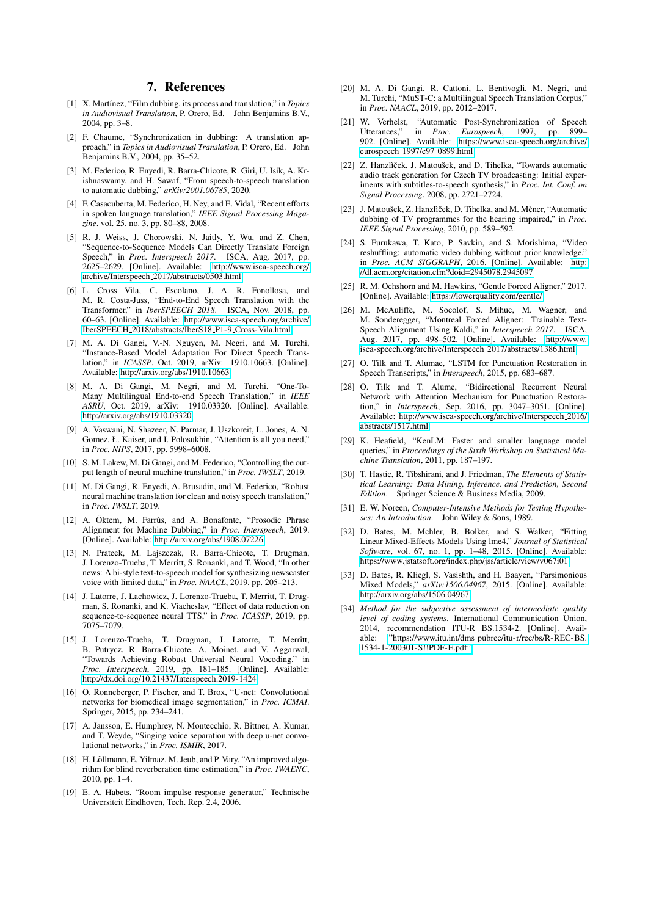## 7. References

[1] X. Martínez, "Film dubbing, its process and translation," in *Topics in Audiovisual Translation*, P. Orero, Ed. John Benjamins B.V., 2004, pp. 3–8.

[2] F. Chaume, "Synchronization in dubbing: A translation approach," in *Topics in Audiovisual Translation*, P. Orero, Ed. John Benjamins B.V., 2004, pp. 35–52.

[3] M. Federico, R. Enyedi, R. Barra-Chicote, R. Giri, U. Isik, A. Krishnaswamy, and H. Sawaf, "From speech-to-speech translation to automatic dubbing," *arXiv:2001.06785*, 2020.

[4] F. Casacuberta, M. Federico, H. Ney, and E. Vidal, "Recent efforts in spoken language translation," *IEEE Signal Processing Magazine*, vol. 25, no. 3, pp. 80–88, 2008.

[5] R. J. Weiss, J. Chorowski, N. Jaitly, Y. Wu, and Z. Chen, "Sequence-to-Sequence Models Can Directly Translate Foreign Speech," in *Proc. Interspeech 2017*. ISCA, Aug. 2017, pp. 2625–2629. [Online]. Available: http://www.isca-speech.org/archive/Interspeech_2017/abstracts/0503.html

[6] L. Cross Vila, C. Escolano, J. A. R. Fonollosa, and M. R. Costa-Juss, "End-to-End Speech Translation with the Transformer," in *IberSPEECH 2018*. ISCA, Nov. 2018, pp. 60–63. [Online]. Available: http://www.isca-speech.org/archive/IberSPEECH_2018/abstracts/IberS18_P1-9_Cross-Vila.html

[7] M. A. Di Gangi, V.-N. Nguyen, M. Negri, and M. Turchi, "Instance-Based Model Adaptation For Direct Speech Translation," in *ICASSP*, Oct. 2019, arXiv: 1910.10663. [Online]. Available: http://arxiv.org/abs/1910.10663

[8] M. A. Di Gangi, M. Negri, and M. Turchi, "One-To-Many Multilingual End-to-end Speech Translation," in *IEEE ASRU*, Oct. 2019, arXiv: 1910.03320. [Online]. Available: http://arxiv.org/abs/1910.03320

[9] A. Vaswani, N. Shazeer, N. Parmar, J. Uszkoreit, L. Jones, A. N. Gomez, Ł. Kaiser, and I. Polosukhin, "Attention is all you need," in *Proc. NIPS*, 2017, pp. 5998–6008.

[10] S. M. Lakew, M. Di Gangi, and M. Federico, "Controlling the output length of neural machine translation," in *Proc. IWSLT*, 2019.

[11] M. Di Gangi, R. Enyedi, A. Brusadin, and M. Federico, "Robust neural machine translation for clean and noisy speech translation," in *Proc. IWSLT*, 2019.

[12] A. Öktem, M. Farrùs, and A. Bonafonte, "Prosodic Phrase Alignment for Machine Dubbing," in *Proc. Interspeech*, 2019. [Online]. Available: http://arxiv.org/abs/1908.07226

[13] N. Prateek, M. Lajszczak, R. Barra-Chicote, T. Drugman, J. Lorenzo-Trueba, T. Merritt, S. Ronanki, and T. Wood, "In other news: A bi-style text-to-speech model for synthesizing newscaster voice with limited data," in *Proc. NAACL*, 2019, pp. 205–213.

[14] J. Latorre, J. Lachowicz, J. Lorenzo-Trueba, T. Merritt, T. Drugman, S. Ronanki, and K. Viacheslav, "Effect of data reduction on sequence-to-sequence neural TTS," in *Proc. ICASSP*, 2019, pp. 7075–7079.

[15] J. Lorenzo-Trueba, T. Drugman, J. Latorre, T. Merritt, B. Putrycz, R. Barra-Chicote, A. Moinet, and V. Aggarwal, "Towards Achieving Robust Universal Neural Vocoding," in *Proc. Interspeech*, 2019, pp. 181–185. [Online]. Available: http://dx.doi.org/10.21437/Interspeech.2019-1424

[16] O. Ronneberger, P. Fischer, and T. Brox, "U-net: Convolutional networks for biomedical image segmentation," in *Proc. ICMAI*. Springer, 2015, pp. 234–241.

[17] A. Jansson, E. Humphrey, N. Montecchio, R. Bittner, A. Kumar, and T. Weyde, "Singing voice separation with deep u-net convolutional networks," in *Proc. ISMIR*, 2017.

[18] H. Löllmann, E. Yilmaz, M. Jeub, and P. Vary, "An improved algorithm for blind reverberation time estimation," in *Proc. IWAENC*, 2010, pp. 1–4.

[19] E. A. Habets, "Room impulse response generator," Technische Universiteit Eindhoven, Tech. Rep. 2.4, 2006.

[20] M. A. Di Gangi, R. Cattoni, L. Bentivogli, M. Negri, and M. Turchi, "MuST-C: a Multilingual Speech Translation Corpus," in *Proc. NAACL*, 2019, pp. 2012–2017.

[21] W. Verhelst, "Automatic Post-Synchronization of Speech Utterances," in *Proc. Eurospeech*, 1997, pp. 899–902. [Online]. Available: https://www.isca-speech.org/archive/eurospeech_1997/e97_0899.html

[22] Z. Hanzlíček, J. Matoušek, and D. Tihelka, "Towards automatic audio track generation for Czech TV broadcasting: Initial experiments with subtitles-to-speech synthesis," in *Proc. Int. Conf. on Signal Processing*, 2008, pp. 2721–2724.

[23] J. Matoušek, Z. Hanzlíček, D. Tihelka, and M. Mèner, "Automatic dubbing of TV programmes for the hearing impaired," in *Proc. IEEE Signal Processing*, 2010, pp. 589–592.

[24] S. Furukawa, T. Kato, P. Savkin, and S. Morishima, "Video reshuffling: automatic video dubbing without prior knowledge," in *Proc. ACM SIGGRAPH*, 2016. [Online]. Available: http://dl.acm.org/citation.cfm?doid=2945078.2945097

[25] R. M. Ochshorn and M. Hawkins, "Gentle Forced Aligner," 2017. [Online]. Available: https://lowerquality.com/gentle/

[26] M. McAuliffe, M. Socolof, S. Mihuc, M. Wagner, and M. Sonderegger, "Montreal Forced Aligner: Trainable Text-Speech Alignment Using Kaldi," in *Interspeech 2017*. ISCA, Aug. 2017, pp. 498–502. [Online]. Available: http://www.isca-speech.org/archive/Interspeech_2017/abstracts/1386.html

[27] O. Tilk and T. Alumae, "LSTM for Punctuation Restoration in Speech Transcripts," in *Interspeech*, 2015, pp. 683–687.

[28] O. Tilk and T. Alume, "Bidirectional Recurrent Neural Network with Attention Mechanism for Punctuation Restoration," in *Interspeech*, Sep. 2016, pp. 3047–3051. [Online]. Available: http://www.isca-speech.org/archive/Interspeech_2016/abstracts/1517.html

[29] K. Heafield, "KenLM: Faster and smaller language model queries," in *Proceedings of the Sixth Workshop on Statistical Machine Translation*, 2011, pp. 187–197.

[30] T. Hastie, R. Tibshirani, and J. Friedman, *The Elements of Statistical Learning: Data Mining, Inference, and Prediction, Second Edition*. Springer Science & Business Media, 2009.

[31] E. W. Noreen, *Computer-Intensive Methods for Testing Hypotheses: An Introduction*. John Wiley & Sons, 1989.

[32] D. Bates, M. Mchler, B. Bolker, and S. Walker, "Fitting Linear Mixed-Effects Models Using lme4," *Journal of Statistical Software*, vol. 67, no. 1, pp. 1–48, 2015. [Online]. Available: https://www.jstatsoft.org/index.php/jss/article/view/v067i01

[33] D. Bates, R. Kliegl, S. Vasishth, and H. Baayen, "Parsimonious Mixed Models," *arXiv:1506.04967*, 2015. [Online]. Available: http://arxiv.org/abs/1506.04967

[34] *Method for the subjective assessment of intermediate quality level of coding systems*, International Communication Union, 2014, recommendation ITU-R BS.1534-2. [Online]. Available: "https://www.itu.int/dms_pubrec/itu-r/rec/bs/R-REC-BS.1534-1-200301-S!!PDF-E.pdf"